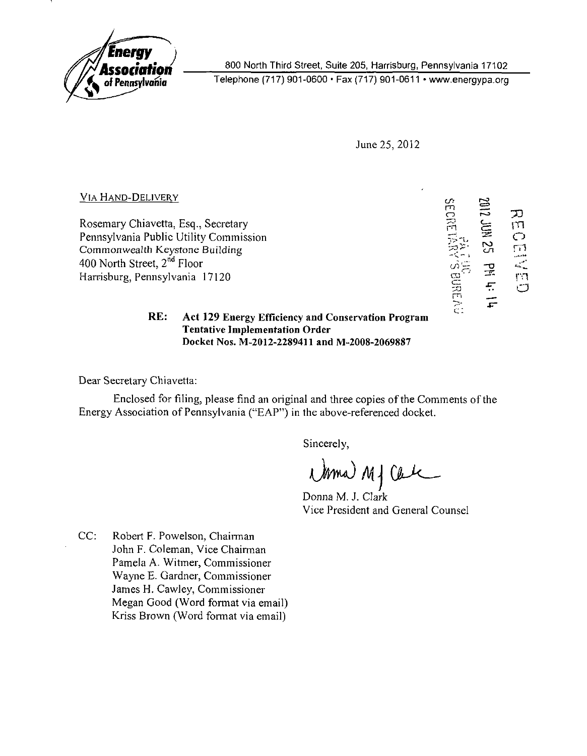**Energy Association of Pennsylvania**

800 North Third Street, Suite 205, Harrisburg, Pennsylvania 17102
Telephone (717) 901-0600 • Fax (717) 901-0611 • www.energypa.org

June 25, 2012

RECEIVED
2012 JUN 25 PM 4:14
PA PUC
SECRETARY'S BUREAU

VIA HAND-DELIVERY

Rosemary Chiavetta, Esq., Secretary
Pennsylvania Public Utility Commission
Commonwealth Keystone Building
400 North Street, 2nd Floor
Harrisburg, Pennsylvania 17120

**RE: Act 129 Energy Efficiency and Conservation Program Tentative Implementation Order Docket Nos. M-2012-2289411 and M-2008-2069887**

Dear Secretary Chiavetta:

Enclosed for filing, please find an original and three copies of the Comments of the Energy Association of Pennsylvania ("EAP") in the above-referenced docket.

Sincerely,

Donna M. J. Clark
Vice President and General Counsel

CC: Robert F. Powelson, Chairman
John F. Coleman, Vice Chairman
Pamela A. Witmer, Commissioner
Wayne E. Gardner, Commissioner
James H. Cawley, Commissioner
Megan Good (Word format via email)
Kriss Brown (Word format via email)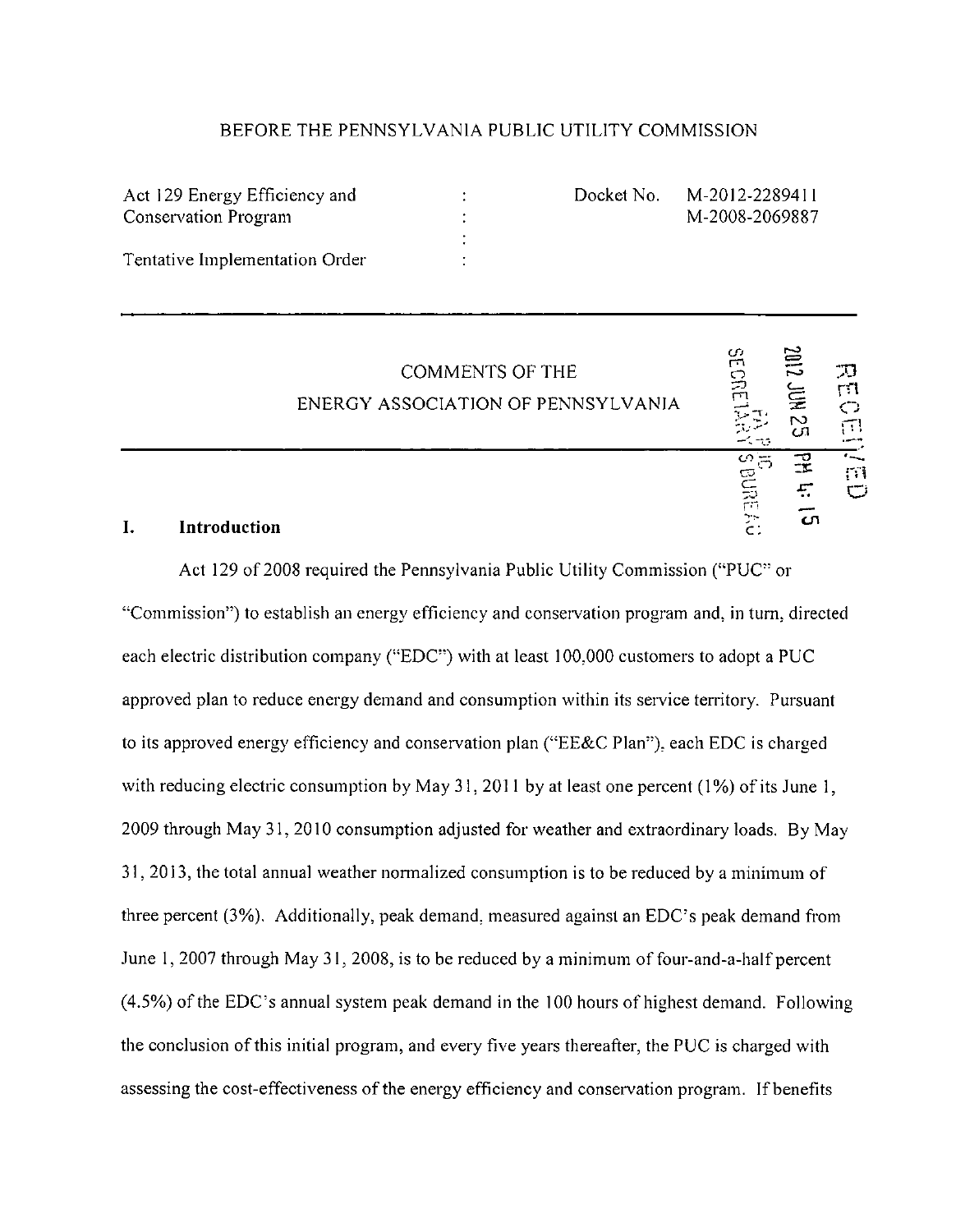BEFORE THE PENNSYLVANIA PUBLIC UTILITY COMMISSION

| | | | |
|---|---|---|---|
| Act 129 Energy Efficiency and Conservation Program | : | Docket No. | M-2012-2289411 M-2008-2069887 |
| Tentative Implementation Order | : | | |

COMMENTS OF THE
ENERGY ASSOCIATION OF PENNSYLVANIA

RECEIVED 2012 JUN 25 PM 4:15 PA PUC SECRETARY'S BUREAU

## I. Introduction

Act 129 of 2008 required the Pennsylvania Public Utility Commission ("PUC" or "Commission") to establish an energy efficiency and conservation program and, in turn, directed each electric distribution company ("EDC") with at least 100,000 customers to adopt a PUC approved plan to reduce energy demand and consumption within its service territory. Pursuant to its approved energy efficiency and conservation plan ("EE&C Plan"), each EDC is charged with reducing electric consumption by May 31, 2011 by at least one percent (1%) of its June 1, 2009 through May 31, 2010 consumption adjusted for weather and extraordinary loads. By May 31, 2013, the total annual weather normalized consumption is to be reduced by a minimum of three percent (3%). Additionally, peak demand, measured against an EDC's peak demand from June 1, 2007 through May 31, 2008, is to be reduced by a minimum of four-and-a-half percent (4.5%) of the EDC's annual system peak demand in the 100 hours of highest demand. Following the conclusion of this initial program, and every five years thereafter, the PUC is charged with assessing the cost-effectiveness of the energy efficiency and conservation program. If benefits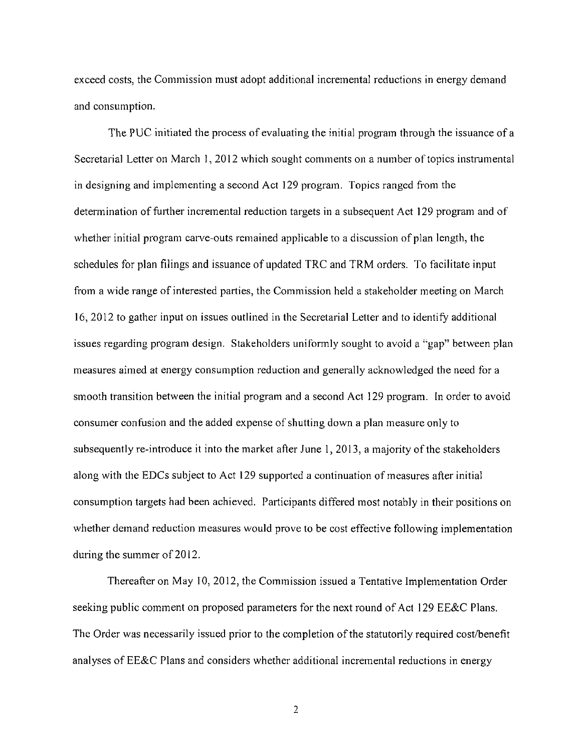exceed costs, the Commission must adopt additional incremental reductions in energy demand and consumption.

The PUC initiated the process of evaluating the initial program through the issuance of a Secretarial Letter on March 1, 2012 which sought comments on a number of topics instrumental in designing and implementing a second Act 129 program. Topics ranged from the determination of further incremental reduction targets in a subsequent Act 129 program and of whether initial program carve-outs remained applicable to a discussion of plan length, the schedules for plan filings and issuance of updated TRC and TRM orders. To facilitate input from a wide range of interested parties, the Commission held a stakeholder meeting on March 16, 2012 to gather input on issues outlined in the Secretarial Letter and to identify additional issues regarding program design. Stakeholders uniformly sought to avoid a "gap" between plan measures aimed at energy consumption reduction and generally acknowledged the need for a smooth transition between the initial program and a second Act 129 program. In order to avoid consumer confusion and the added expense of shutting down a plan measure only to subsequently re-introduce it into the market after June 1, 2013, a majority of the stakeholders along with the EDCs subject to Act 129 supported a continuation of measures after initial consumption targets had been achieved. Participants differed most notably in their positions on whether demand reduction measures would prove to be cost effective following implementation during the summer of 2012.

Thereafter on May 10, 2012, the Commission issued a Tentative Implementation Order seeking public comment on proposed parameters for the next round of Act 129 EE&C Plans. The Order was necessarily issued prior to the completion of the statutorily required cost/benefit analyses of EE&C Plans and considers whether additional incremental reductions in energy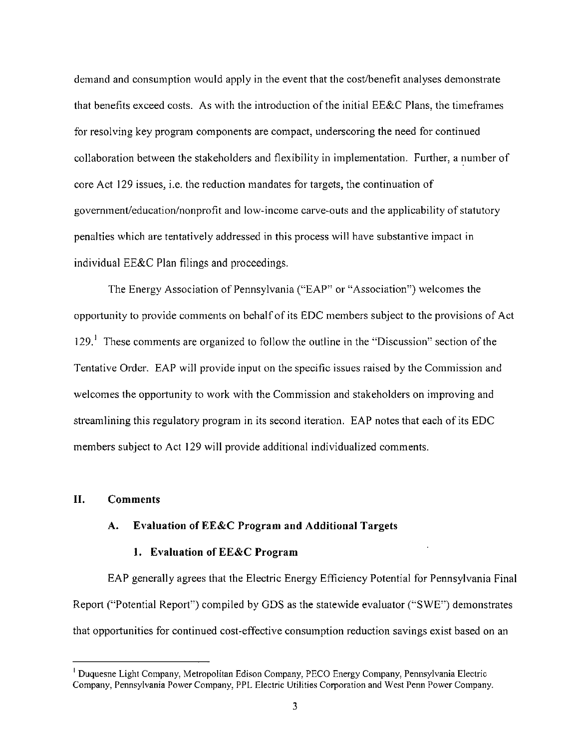demand and consumption would apply in the event that the cost/benefit analyses demonstrate that benefits exceed costs. As with the introduction of the initial EE&C Plans, the timeframes for resolving key program components are compact, underscoring the need for continued collaboration between the stakeholders and flexibility in implementation. Further, a number of core Act 129 issues, i.e. the reduction mandates for targets, the continuation of government/education/nonprofit and low-income carve-outs and the applicability of statutory penalties which are tentatively addressed in this process will have substantive impact in individual EE&C Plan filings and proceedings.

The Energy Association of Pennsylvania ("EAP" or "Association") welcomes the opportunity to provide comments on behalf of its EDC members subject to the provisions of Act 129.[1] These comments are organized to follow the outline in the "Discussion" section of the Tentative Order. EAP will provide input on the specific issues raised by the Commission and welcomes the opportunity to work with the Commission and stakeholders on improving and streamlining this regulatory program in its second iteration. EAP notes that each of its EDC members subject to Act 129 will provide additional individualized comments.

## II. Comments

### A. Evaluation of EE&C Program and Additional Targets

#### 1. Evaluation of EE&C Program

EAP generally agrees that the Electric Energy Efficiency Potential for Pennsylvania Final Report ("Potential Report") compiled by GDS as the statewide evaluator ("SWE") demonstrates that opportunities for continued cost-effective consumption reduction savings exist based on an

[1] Duquesne Light Company, Metropolitan Edison Company, PECO Energy Company, Pennsylvania Electric Company, Pennsylvania Power Company, PPL Electric Utilities Corporation and West Penn Power Company.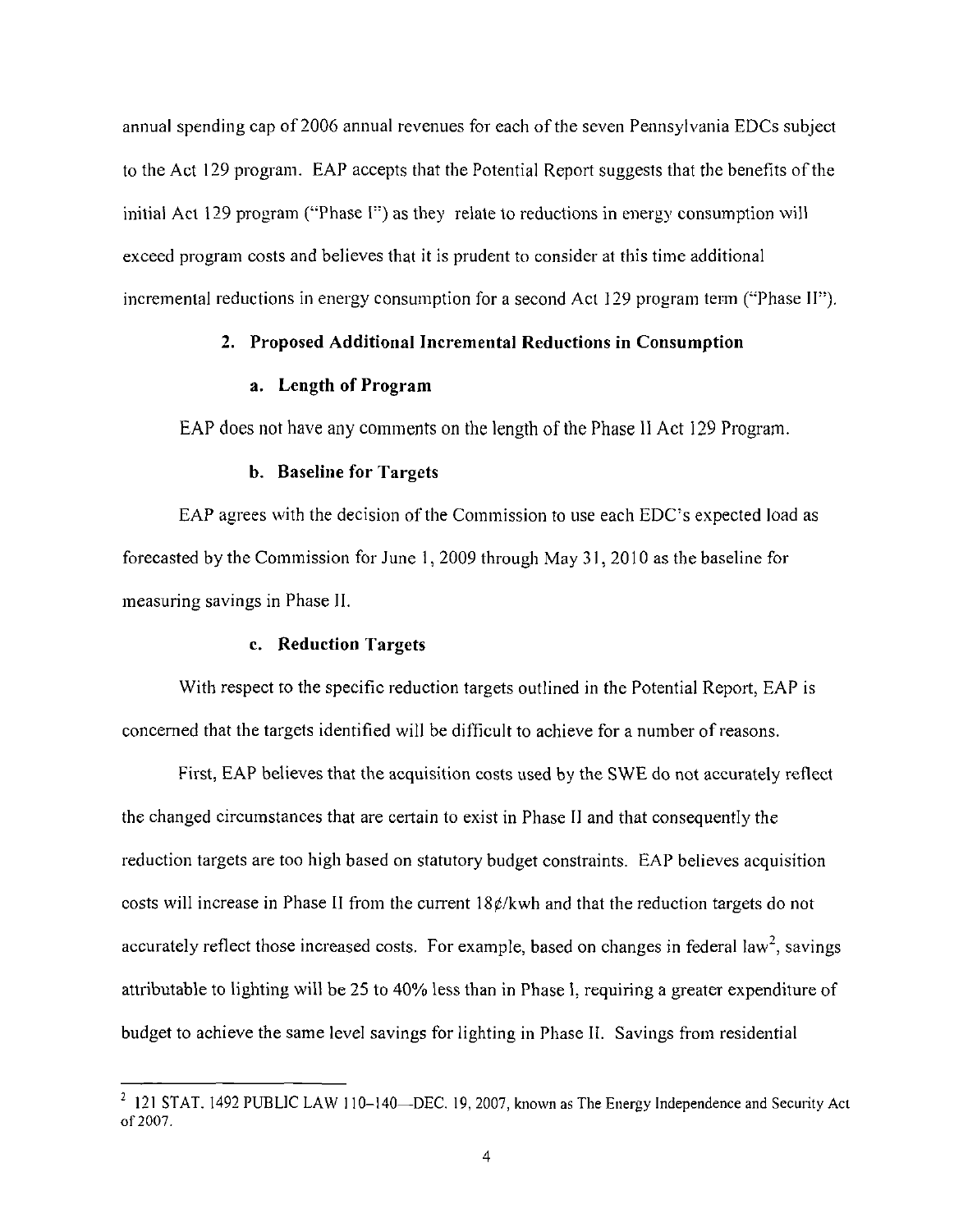annual spending cap of 2006 annual revenues for each of the seven Pennsylvania EDCs subject to the Act 129 program. EAP accepts that the Potential Report suggests that the benefits of the initial Act 129 program ("Phase I") as they relate to reductions in energy consumption will exceed program costs and believes that it is prudent to consider at this time additional incremental reductions in energy consumption for a second Act 129 program term ("Phase II").

### 2. Proposed Additional Incremental Reductions in Consumption

#### a. Length of Program

EAP does not have any comments on the length of the Phase II Act 129 Program.

#### b. Baseline for Targets

EAP agrees with the decision of the Commission to use each EDC's expected load as forecasted by the Commission for June 1, 2009 through May 31, 2010 as the baseline for measuring savings in Phase II.

#### c. Reduction Targets

With respect to the specific reduction targets outlined in the Potential Report, EAP is concerned that the targets identified will be difficult to achieve for a number of reasons.

First, EAP believes that the acquisition costs used by the SWE do not accurately reflect the changed circumstances that are certain to exist in Phase II and that consequently the reduction targets are too high based on statutory budget constraints. EAP believes acquisition costs will increase in Phase II from the current 18¢/kwh and that the reduction targets do not accurately reflect those increased costs. For example, based on changes in federal law[2], savings attributable to lighting will be 25 to 40% less than in Phase I, requiring a greater expenditure of budget to achieve the same level savings for lighting in Phase II. Savings from residential

---

[2] 121 STAT. 1492 PUBLIC LAW 110–140—DEC. 19, 2007, known as The Energy Independence and Security Act of 2007.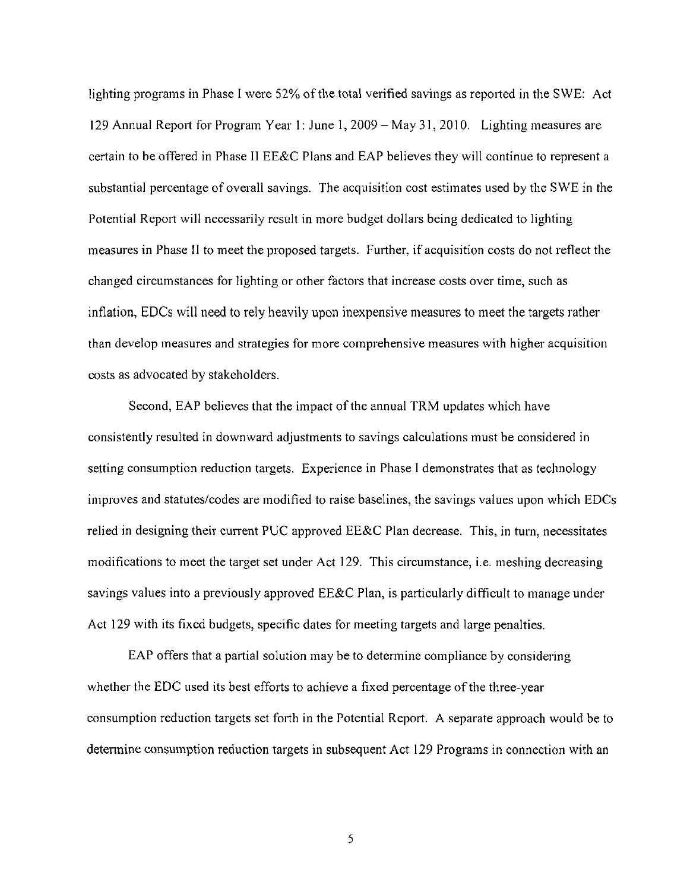lighting programs in Phase I were 52% of the total verified savings as reported in the SWE: Act 129 Annual Report for Program Year 1: June 1, 2009 – May 31, 2010. Lighting measures are certain to be offered in Phase II EE&C Plans and EAP believes they will continue to represent a substantial percentage of overall savings. The acquisition cost estimates used by the SWE in the Potential Report will necessarily result in more budget dollars being dedicated to lighting measures in Phase II to meet the proposed targets. Further, if acquisition costs do not reflect the changed circumstances for lighting or other factors that increase costs over time, such as inflation, EDCs will need to rely heavily upon inexpensive measures to meet the targets rather than develop measures and strategies for more comprehensive measures with higher acquisition costs as advocated by stakeholders.

Second, EAP believes that the impact of the annual TRM updates which have consistently resulted in downward adjustments to savings calculations must be considered in setting consumption reduction targets. Experience in Phase I demonstrates that as technology improves and statutes/codes are modified to raise baselines, the savings values upon which EDCs relied in designing their current PUC approved EE&C Plan decrease. This, in turn, necessitates modifications to meet the target set under Act 129. This circumstance, i.e. meshing decreasing savings values into a previously approved EE&C Plan, is particularly difficult to manage under Act 129 with its fixed budgets, specific dates for meeting targets and large penalties.

EAP offers that a partial solution may be to determine compliance by considering whether the EDC used its best efforts to achieve a fixed percentage of the three-year consumption reduction targets set forth in the Potential Report. A separate approach would be to determine consumption reduction targets in subsequent Act 129 Programs in connection with an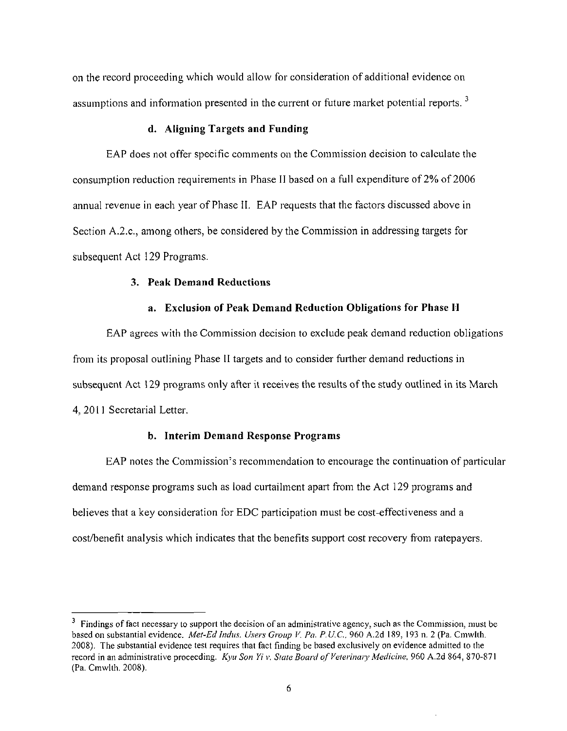on the record proceeding which would allow for consideration of additional evidence on assumptions and information presented in the current or future market potential reports. [3]

#### d. Aligning Targets and Funding

EAP does not offer specific comments on the Commission decision to calculate the consumption reduction requirements in Phase II based on a full expenditure of 2% of 2006 annual revenue in each year of Phase II. EAP requests that the factors discussed above in Section A.2.c., among others, be considered by the Commission in addressing targets for subsequent Act 129 Programs.

### 3. Peak Demand Reductions

#### a. Exclusion of Peak Demand Reduction Obligations for Phase II

EAP agrees with the Commission decision to exclude peak demand reduction obligations from its proposal outlining Phase II targets and to consider further demand reductions in subsequent Act 129 programs only after it receives the results of the study outlined in its March 4, 2011 Secretarial Letter.

#### b. Interim Demand Response Programs

EAP notes the Commission's recommendation to encourage the continuation of particular demand response programs such as load curtailment apart from the Act 129 programs and believes that a key consideration for EDC participation must be cost-effectiveness and a cost/benefit analysis which indicates that the benefits support cost recovery from ratepayers.

---

[3] Findings of fact necessary to support the decision of an administrative agency, such as the Commission, must be based on substantial evidence. *Met-Ed Indus. Users Group V. Pa. P.U.C.*, 960 A.2d 189, 193 n. 2 (Pa. Cmwlth. 2008). The substantial evidence test requires that fact finding be based exclusively on evidence admitted to the record in an administrative proceeding. *Kyu Son Yi v. State Board of Veterinary Medicine*, 960 A.2d 864, 870-871 (Pa. Cmwlth. 2008).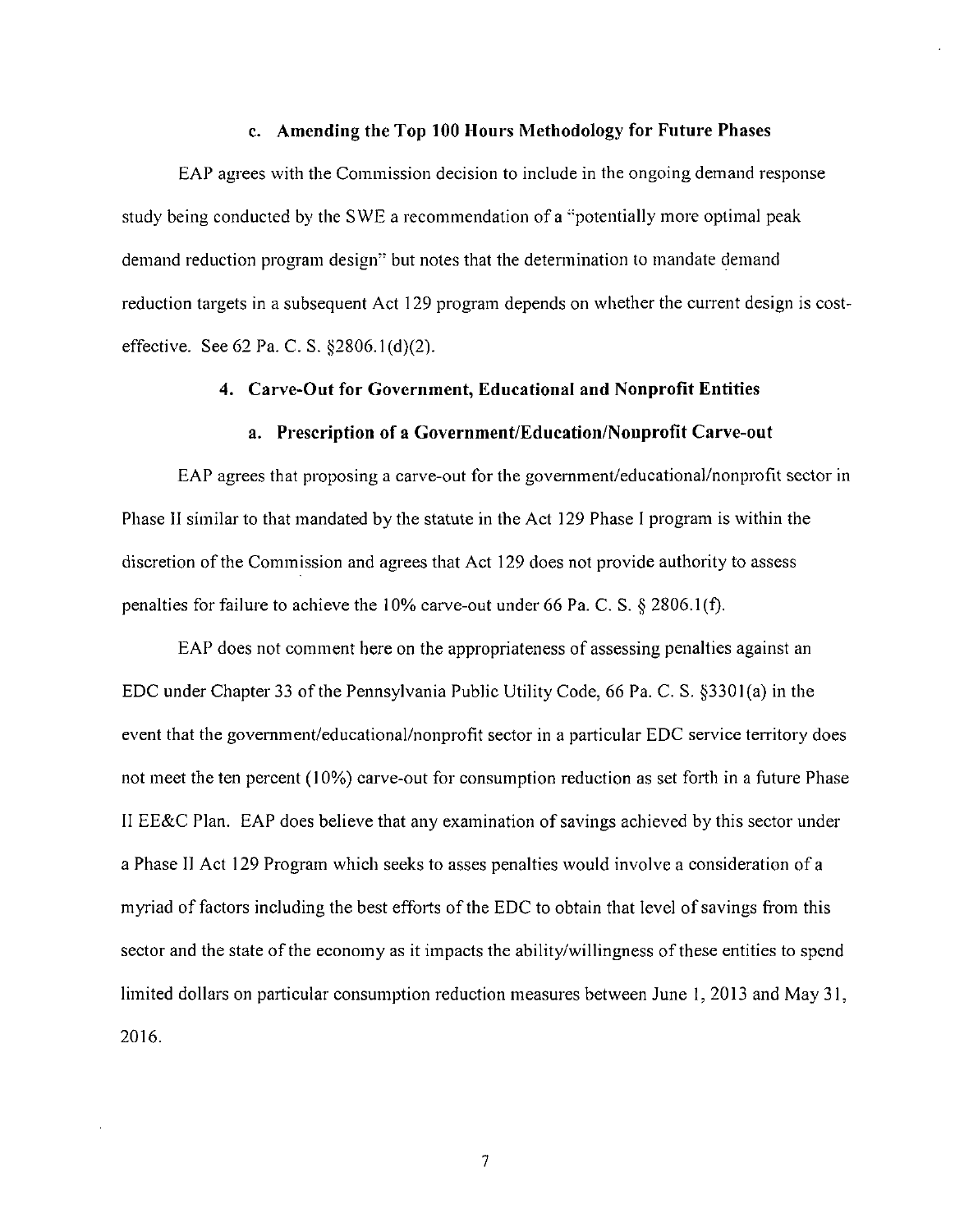#### c. Amending the Top 100 Hours Methodology for Future Phases

EAP agrees with the Commission decision to include in the ongoing demand response study being conducted by the SWE a recommendation of a "potentially more optimal peak demand reduction program design" but notes that the determination to mandate demand reduction targets in a subsequent Act 129 program depends on whether the current design is cost-effective. See 62 Pa. C. S. §2806.1(d)(2).

### 4. Carve-Out for Government, Educational and Nonprofit Entities

#### a. Prescription of a Government/Education/Nonprofit Carve-out

EAP agrees that proposing a carve-out for the government/educational/nonprofit sector in Phase II similar to that mandated by the statute in the Act 129 Phase I program is within the discretion of the Commission and agrees that Act 129 does not provide authority to assess penalties for failure to achieve the 10% carve-out under 66 Pa. C. S. § 2806.1(f).

EAP does not comment here on the appropriateness of assessing penalties against an EDC under Chapter 33 of the Pennsylvania Public Utility Code, 66 Pa. C. S. §3301(a) in the event that the government/educational/nonprofit sector in a particular EDC service territory does not meet the ten percent (10%) carve-out for consumption reduction as set forth in a future Phase II EE&C Plan. EAP does believe that any examination of savings achieved by this sector under a Phase II Act 129 Program which seeks to asses penalties would involve a consideration of a myriad of factors including the best efforts of the EDC to obtain that level of savings from this sector and the state of the economy as it impacts the ability/willingness of these entities to spend limited dollars on particular consumption reduction measures between June 1, 2013 and May 31, 2016.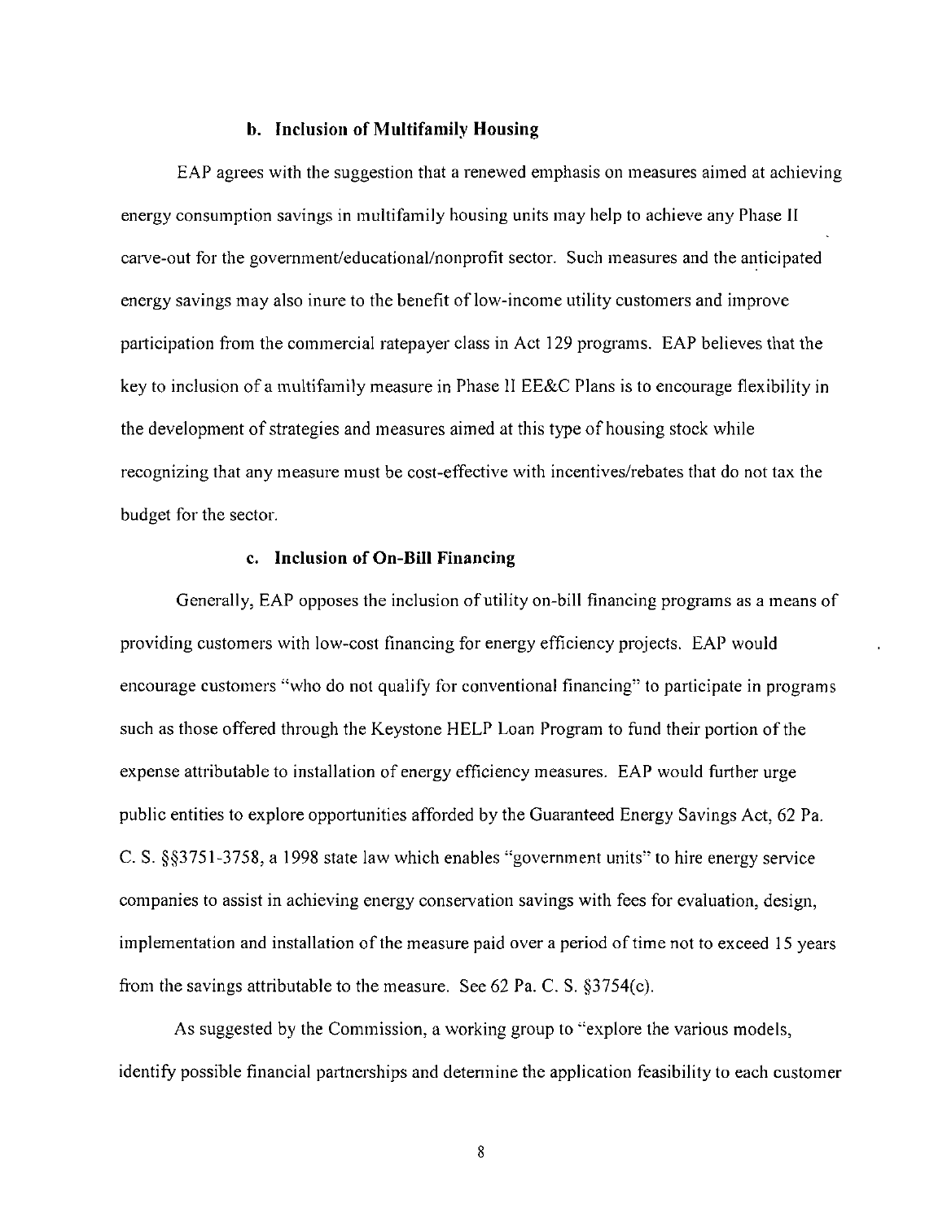### b. Inclusion of Multifamily Housing

EAP agrees with the suggestion that a renewed emphasis on measures aimed at achieving energy consumption savings in multifamily housing units may help to achieve any Phase II carve-out for the government/educational/nonprofit sector. Such measures and the anticipated energy savings may also inure to the benefit of low-income utility customers and improve participation from the commercial ratepayer class in Act 129 programs. EAP believes that the key to inclusion of a multifamily measure in Phase II EE&C Plans is to encourage flexibility in the development of strategies and measures aimed at this type of housing stock while recognizing that any measure must be cost-effective with incentives/rebates that do not tax the budget for the sector.

### c. Inclusion of On-Bill Financing

Generally, EAP opposes the inclusion of utility on-bill financing programs as a means of providing customers with low-cost financing for energy efficiency projects. EAP would encourage customers "who do not qualify for conventional financing" to participate in programs such as those offered through the Keystone HELP Loan Program to fund their portion of the expense attributable to installation of energy efficiency measures. EAP would further urge public entities to explore opportunities afforded by the Guaranteed Energy Savings Act, 62 Pa. C. S. §§3751-3758, a 1998 state law which enables "government units" to hire energy service companies to assist in achieving energy conservation savings with fees for evaluation, design, implementation and installation of the measure paid over a period of time not to exceed 15 years from the savings attributable to the measure. See 62 Pa. C. S. §3754(c).

As suggested by the Commission, a working group to "explore the various models, identify possible financial partnerships and determine the application feasibility to each customer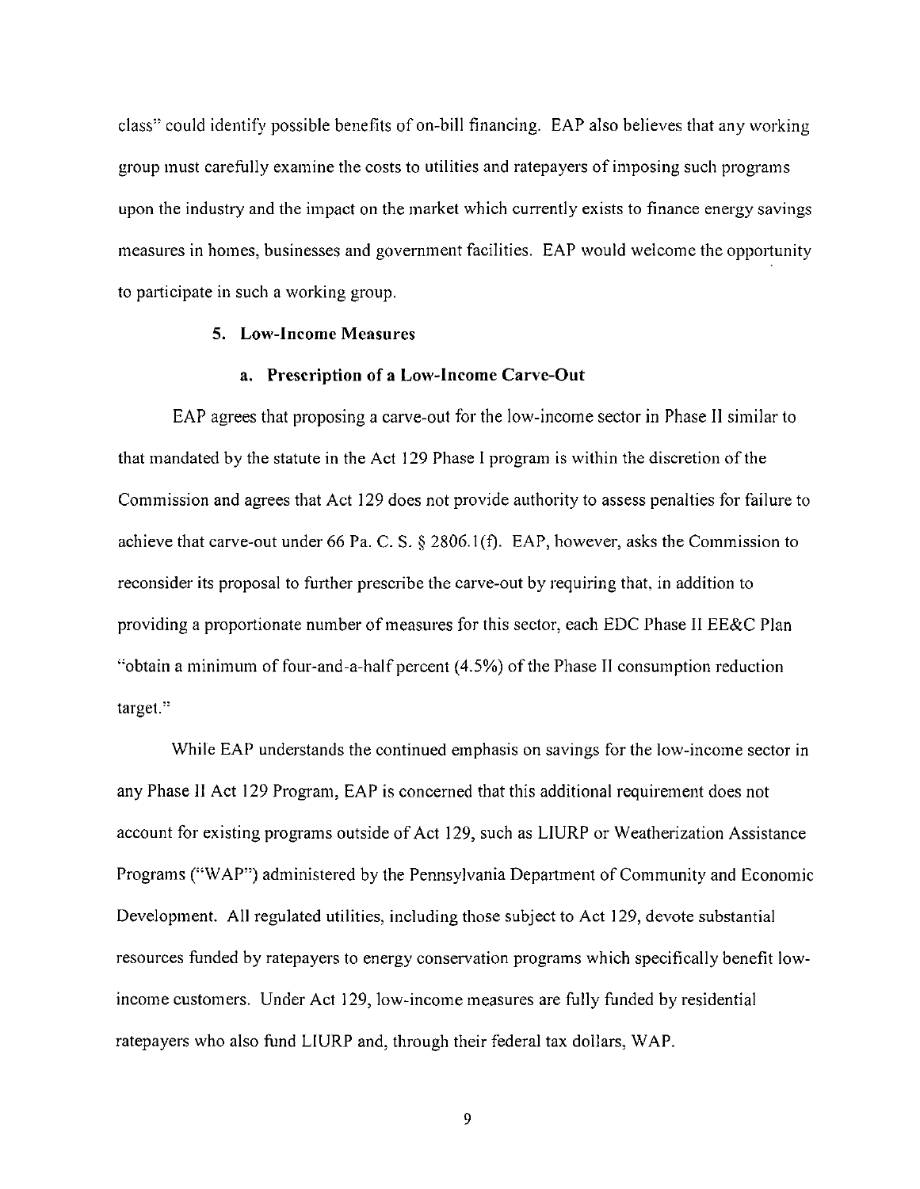class" could identify possible benefits of on-bill financing. EAP also believes that any working group must carefully examine the costs to utilities and ratepayers of imposing such programs upon the industry and the impact on the market which currently exists to finance energy savings measures in homes, businesses and government facilities. EAP would welcome the opportunity to participate in such a working group.

### 5. Low-Income Measures

#### a. Prescription of a Low-Income Carve-Out

EAP agrees that proposing a carve-out for the low-income sector in Phase II similar to that mandated by the statute in the Act 129 Phase I program is within the discretion of the Commission and agrees that Act 129 does not provide authority to assess penalties for failure to achieve that carve-out under 66 Pa. C. S. § 2806.1(f). EAP, however, asks the Commission to reconsider its proposal to further prescribe the carve-out by requiring that, in addition to providing a proportionate number of measures for this sector, each EDC Phase II EE&C Plan "obtain a minimum of four-and-a-half percent (4.5%) of the Phase II consumption reduction target."

While EAP understands the continued emphasis on savings for the low-income sector in any Phase II Act 129 Program, EAP is concerned that this additional requirement does not account for existing programs outside of Act 129, such as LIURP or Weatherization Assistance Programs ("WAP") administered by the Pennsylvania Department of Community and Economic Development. All regulated utilities, including those subject to Act 129, devote substantial resources funded by ratepayers to energy conservation programs which specifically benefit low-income customers. Under Act 129, low-income measures are fully funded by residential ratepayers who also fund LIURP and, through their federal tax dollars, WAP.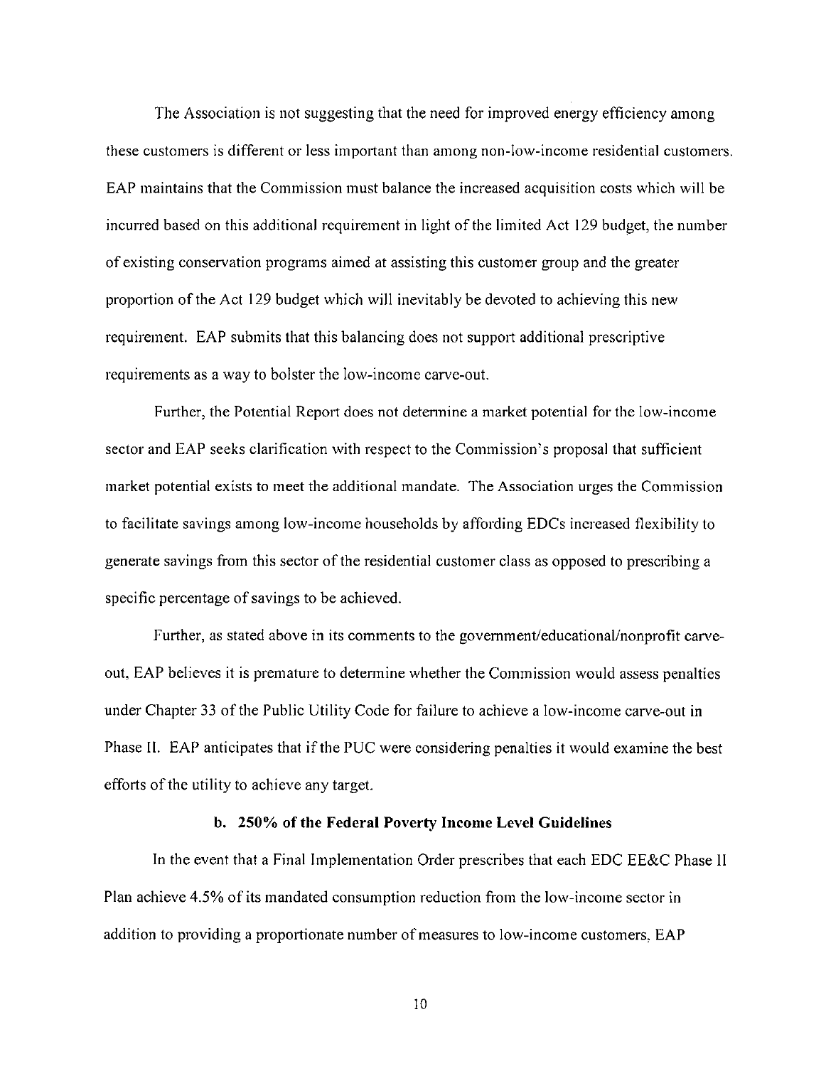The Association is not suggesting that the need for improved energy efficiency among these customers is different or less important than among non-low-income residential customers. EAP maintains that the Commission must balance the increased acquisition costs which will be incurred based on this additional requirement in light of the limited Act 129 budget, the number of existing conservation programs aimed at assisting this customer group and the greater proportion of the Act 129 budget which will inevitably be devoted to achieving this new requirement. EAP submits that this balancing does not support additional prescriptive requirements as a way to bolster the low-income carve-out.

Further, the Potential Report does not determine a market potential for the low-income sector and EAP seeks clarification with respect to the Commission's proposal that sufficient market potential exists to meet the additional mandate. The Association urges the Commission to facilitate savings among low-income households by affording EDCs increased flexibility to generate savings from this sector of the residential customer class as opposed to prescribing a specific percentage of savings to be achieved.

Further, as stated above in its comments to the government/educational/nonprofit carve-out, EAP believes it is premature to determine whether the Commission would assess penalties under Chapter 33 of the Public Utility Code for failure to achieve a low-income carve-out in Phase II. EAP anticipates that if the PUC were considering penalties it would examine the best efforts of the utility to achieve any target.

### b. 250% of the Federal Poverty Income Level Guidelines

In the event that a Final Implementation Order prescribes that each EDC EE&C Phase II Plan achieve 4.5% of its mandated consumption reduction from the low-income sector in addition to providing a proportionate number of measures to low-income customers, EAP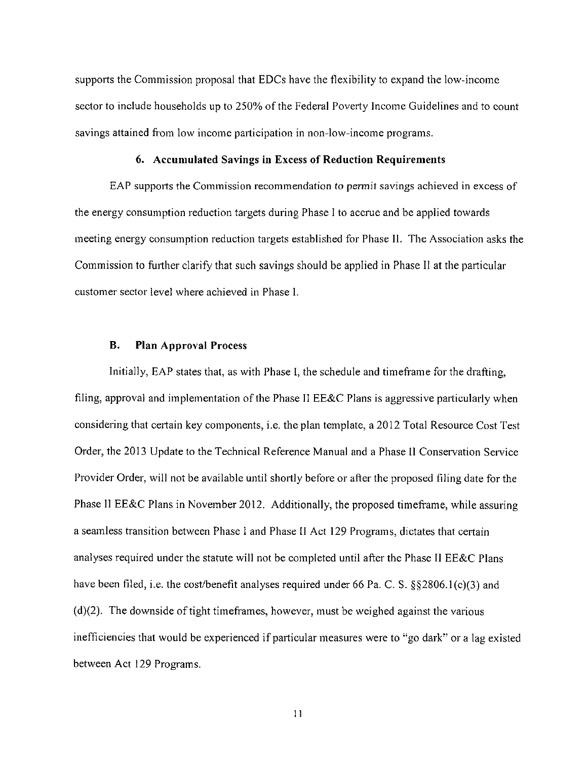supports the Commission proposal that EDCs have the flexibility to expand the low-income sector to include households up to 250% of the Federal Poverty Income Guidelines and to count savings attained from low income participation in non-low-income programs.

### 6. Accumulated Savings in Excess of Reduction Requirements

EAP supports the Commission recommendation to permit savings achieved in excess of the energy consumption reduction targets during Phase I to accrue and be applied towards meeting energy consumption reduction targets established for Phase II. The Association asks the Commission to further clarify that such savings should be applied in Phase II at the particular customer sector level where achieved in Phase I.

## B. Plan Approval Process

Initially, EAP states that, as with Phase I, the schedule and timeframe for the drafting, filing, approval and implementation of the Phase II EE&C Plans is aggressive particularly when considering that certain key components, i.e. the plan template, a 2012 Total Resource Cost Test Order, the 2013 Update to the Technical Reference Manual and a Phase II Conservation Service Provider Order, will not be available until shortly before or after the proposed filing date for the Phase II EE&C Plans in November 2012. Additionally, the proposed timeframe, while assuring a seamless transition between Phase I and Phase II Act 129 Programs, dictates that certain analyses required under the statute will not be completed until after the Phase II EE&C Plans have been filed, i.e. the cost/benefit analyses required under 66 Pa. C. S. §§2806.1(c)(3) and (d)(2). The downside of tight timeframes, however, must be weighed against the various inefficiencies that would be experienced if particular measures were to "go dark" or a lag existed between Act 129 Programs.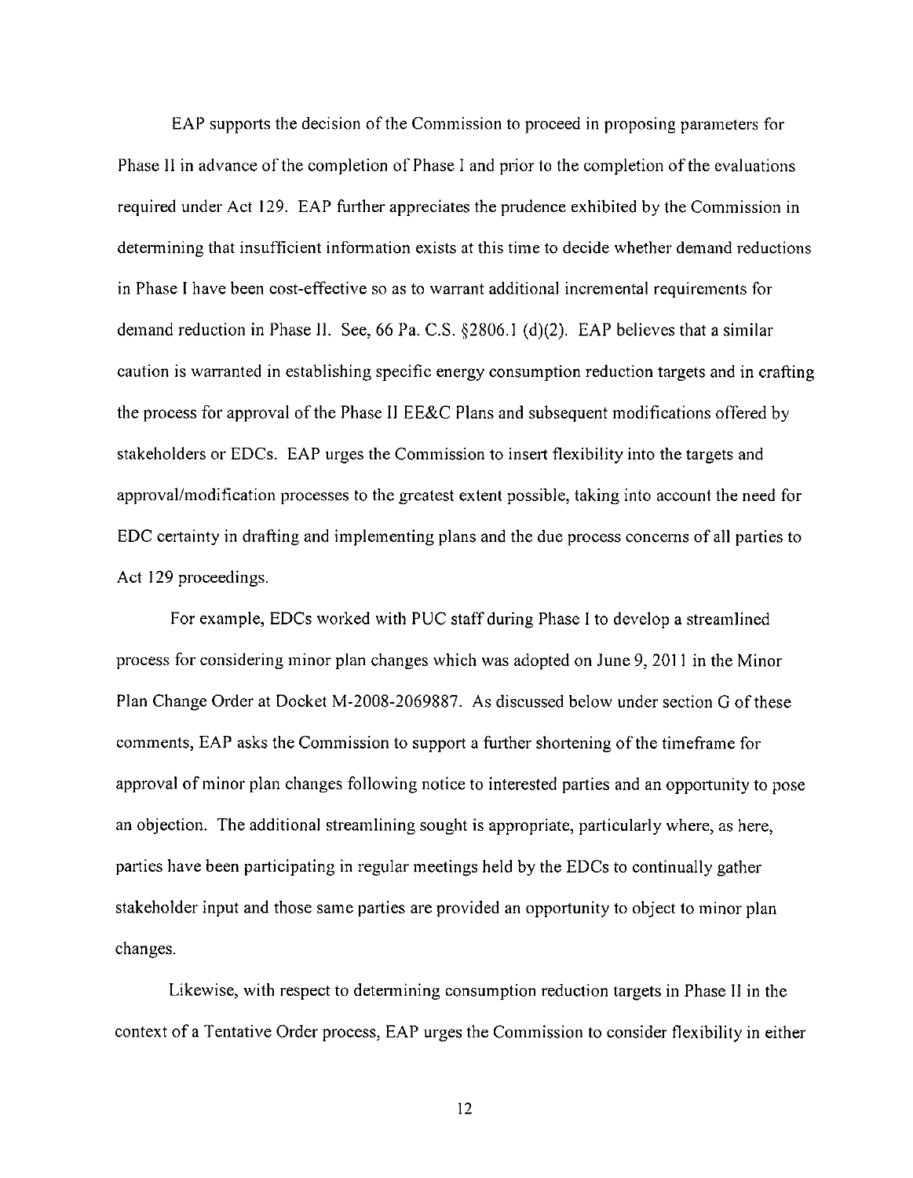EAP supports the decision of the Commission to proceed in proposing parameters for Phase II in advance of the completion of Phase I and prior to the completion of the evaluations required under Act 129. EAP further appreciates the prudence exhibited by the Commission in determining that insufficient information exists at this time to decide whether demand reductions in Phase I have been cost-effective so as to warrant additional incremental requirements for demand reduction in Phase II. See, 66 Pa. C.S. §2806.1 (d)(2). EAP believes that a similar caution is warranted in establishing specific energy consumption reduction targets and in crafting the process for approval of the Phase II EE&C Plans and subsequent modifications offered by stakeholders or EDCs. EAP urges the Commission to insert flexibility into the targets and approval/modification processes to the greatest extent possible, taking into account the need for EDC certainty in drafting and implementing plans and the due process concerns of all parties to Act 129 proceedings.

For example, EDCs worked with PUC staff during Phase I to develop a streamlined process for considering minor plan changes which was adopted on June 9, 2011 in the Minor Plan Change Order at Docket M-2008-2069887. As discussed below under section G of these comments, EAP asks the Commission to support a further shortening of the timeframe for approval of minor plan changes following notice to interested parties and an opportunity to pose an objection. The additional streamlining sought is appropriate, particularly where, as here, parties have been participating in regular meetings held by the EDCs to continually gather stakeholder input and those same parties are provided an opportunity to object to minor plan changes.

Likewise, with respect to determining consumption reduction targets in Phase II in the context of a Tentative Order process, EAP urges the Commission to consider flexibility in either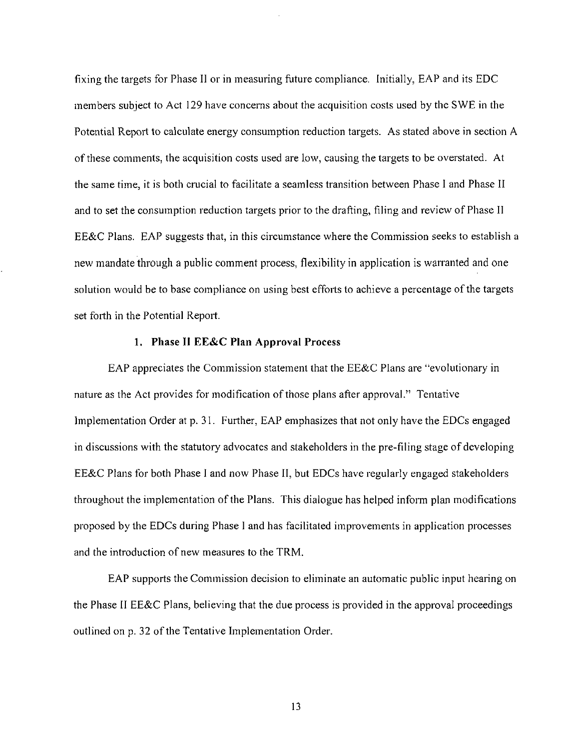fixing the targets for Phase II or in measuring future compliance. Initially, EAP and its EDC members subject to Act 129 have concerns about the acquisition costs used by the SWE in the Potential Report to calculate energy consumption reduction targets. As stated above in section A of these comments, the acquisition costs used are low, causing the targets to be overstated. At the same time, it is both crucial to facilitate a seamless transition between Phase I and Phase II and to set the consumption reduction targets prior to the drafting, filing and review of Phase II EE&C Plans. EAP suggests that, in this circumstance where the Commission seeks to establish a new mandate through a public comment process, flexibility in application is warranted and one solution would be to base compliance on using best efforts to achieve a percentage of the targets set forth in the Potential Report.

### 1. Phase II EE&C Plan Approval Process

EAP appreciates the Commission statement that the EE&C Plans are "evolutionary in nature as the Act provides for modification of those plans after approval." Tentative Implementation Order at p. 31. Further, EAP emphasizes that not only have the EDCs engaged in discussions with the statutory advocates and stakeholders in the pre-filing stage of developing EE&C Plans for both Phase I and now Phase II, but EDCs have regularly engaged stakeholders throughout the implementation of the Plans. This dialogue has helped inform plan modifications proposed by the EDCs during Phase I and has facilitated improvements in application processes and the introduction of new measures to the TRM.

EAP supports the Commission decision to eliminate an automatic public input hearing on the Phase II EE&C Plans, believing that the due process is provided in the approval proceedings outlined on p. 32 of the Tentative Implementation Order.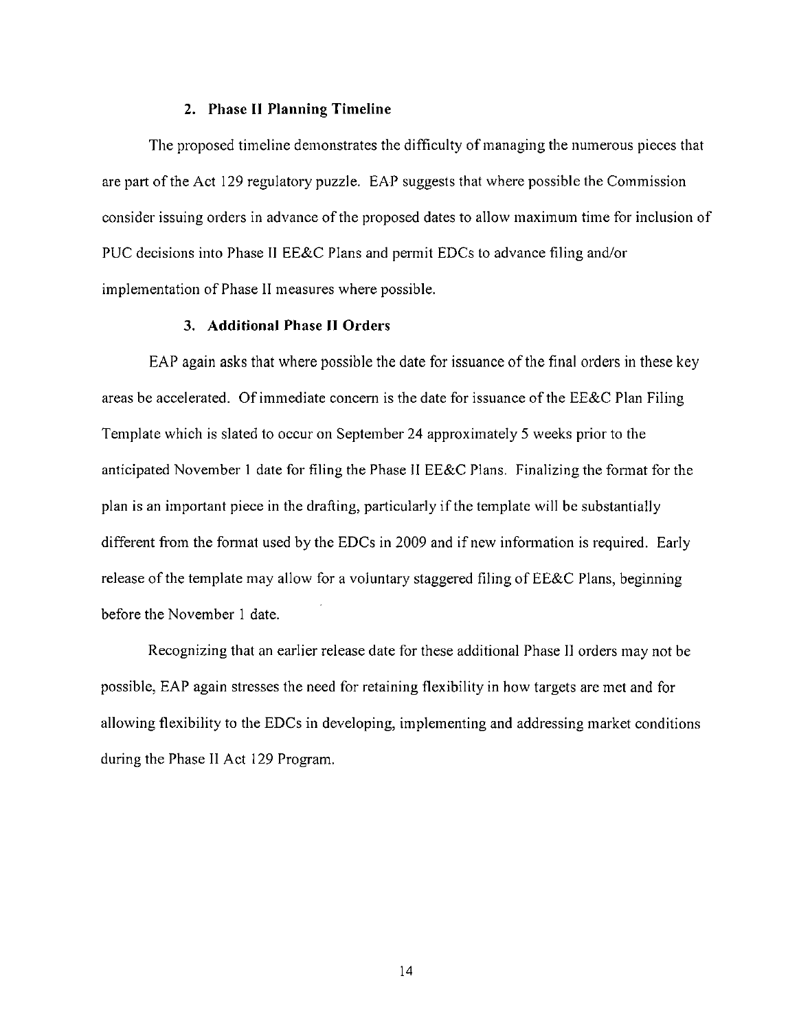### 2. Phase II Planning Timeline

The proposed timeline demonstrates the difficulty of managing the numerous pieces that are part of the Act 129 regulatory puzzle. EAP suggests that where possible the Commission consider issuing orders in advance of the proposed dates to allow maximum time for inclusion of PUC decisions into Phase II EE&C Plans and permit EDCs to advance filing and/or implementation of Phase II measures where possible.

### 3. Additional Phase II Orders

EAP again asks that where possible the date for issuance of the final orders in these key areas be accelerated. Of immediate concern is the date for issuance of the EE&C Plan Filing Template which is slated to occur on September 24 approximately 5 weeks prior to the anticipated November 1 date for filing the Phase II EE&C Plans. Finalizing the format for the plan is an important piece in the drafting, particularly if the template will be substantially different from the format used by the EDCs in 2009 and if new information is required. Early release of the template may allow for a voluntary staggered filing of EE&C Plans, beginning before the November 1 date.

Recognizing that an earlier release date for these additional Phase II orders may not be possible, EAP again stresses the need for retaining flexibility in how targets are met and for allowing flexibility to the EDCs in developing, implementing and addressing market conditions during the Phase II Act 129 Program.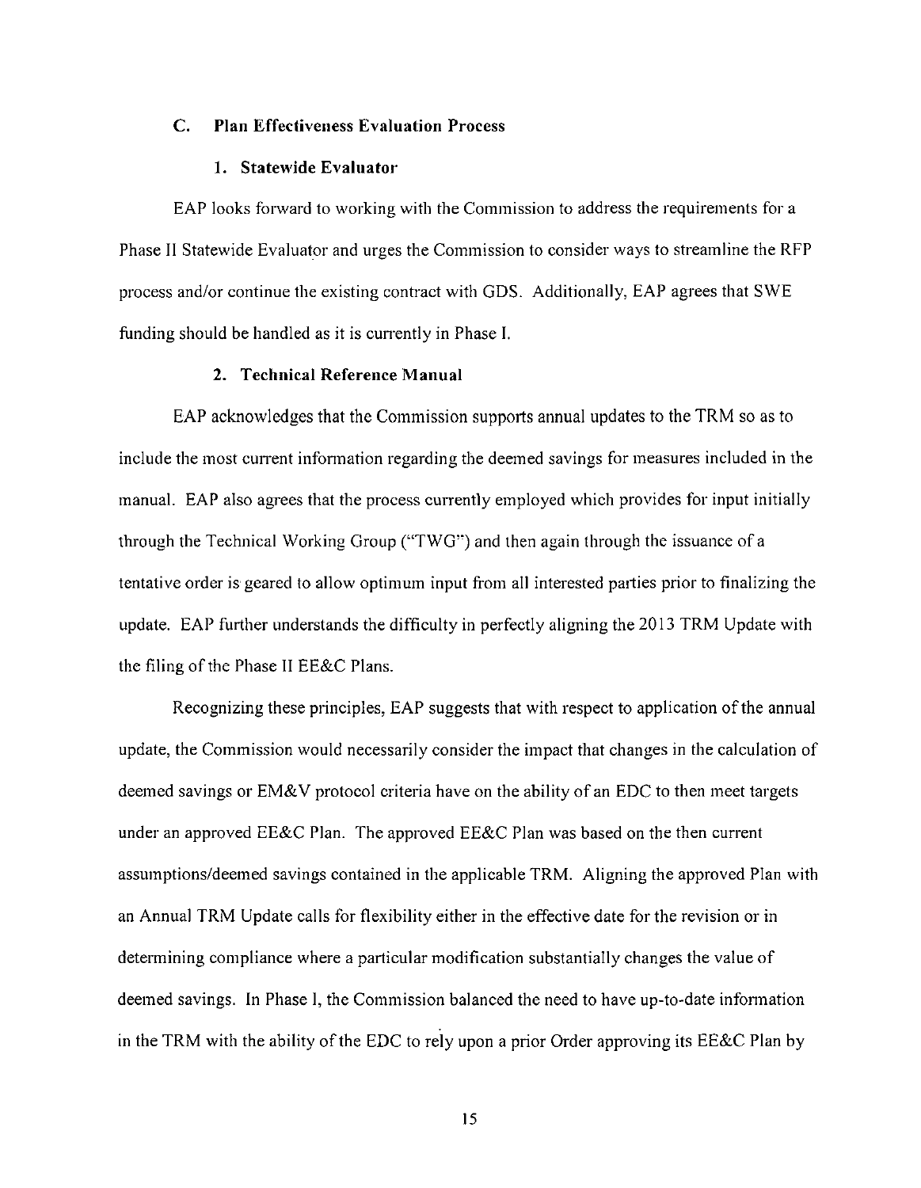### C. Plan Effectiveness Evaluation Process

#### 1. Statewide Evaluator

EAP looks forward to working with the Commission to address the requirements for a Phase II Statewide Evaluator and urges the Commission to consider ways to streamline the RFP process and/or continue the existing contract with GDS. Additionally, EAP agrees that SWE funding should be handled as it is currently in Phase I.

#### 2. Technical Reference Manual

EAP acknowledges that the Commission supports annual updates to the TRM so as to include the most current information regarding the deemed savings for measures included in the manual. EAP also agrees that the process currently employed which provides for input initially through the Technical Working Group ("TWG") and then again through the issuance of a tentative order is geared to allow optimum input from all interested parties prior to finalizing the update. EAP further understands the difficulty in perfectly aligning the 2013 TRM Update with the filing of the Phase II EE&C Plans.

Recognizing these principles, EAP suggests that with respect to application of the annual update, the Commission would necessarily consider the impact that changes in the calculation of deemed savings or EM&V protocol criteria have on the ability of an EDC to then meet targets under an approved EE&C Plan. The approved EE&C Plan was based on the then current assumptions/deemed savings contained in the applicable TRM. Aligning the approved Plan with an Annual TRM Update calls for flexibility either in the effective date for the revision or in determining compliance where a particular modification substantially changes the value of deemed savings. In Phase I, the Commission balanced the need to have up-to-date information in the TRM with the ability of the EDC to rely upon a prior Order approving its EE&C Plan by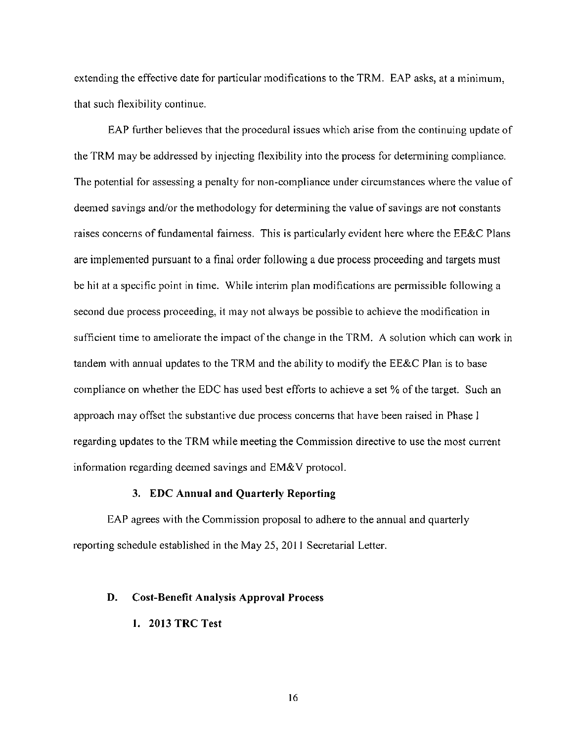extending the effective date for particular modifications to the TRM. EAP asks, at a minimum, that such flexibility continue.

EAP further believes that the procedural issues which arise from the continuing update of the TRM may be addressed by injecting flexibility into the process for determining compliance. The potential for assessing a penalty for non-compliance under circumstances where the value of deemed savings and/or the methodology for determining the value of savings are not constants raises concerns of fundamental fairness. This is particularly evident here where the EE&C Plans are implemented pursuant to a final order following a due process proceeding and targets must be hit at a specific point in time. While interim plan modifications are permissible following a second due process proceeding, it may not always be possible to achieve the modification in sufficient time to ameliorate the impact of the change in the TRM. A solution which can work in tandem with annual updates to the TRM and the ability to modify the EE&C Plan is to base compliance on whether the EDC has used best efforts to achieve a set % of the target. Such an approach may offset the substantive due process concerns that have been raised in Phase I regarding updates to the TRM while meeting the Commission directive to use the most current information regarding deemed savings and EM&V protocol.

### 3. EDC Annual and Quarterly Reporting

EAP agrees with the Commission proposal to adhere to the annual and quarterly reporting schedule established in the May 25, 2011 Secretarial Letter.

## D. Cost-Benefit Analysis Approval Process

### 1. 2013 TRC Test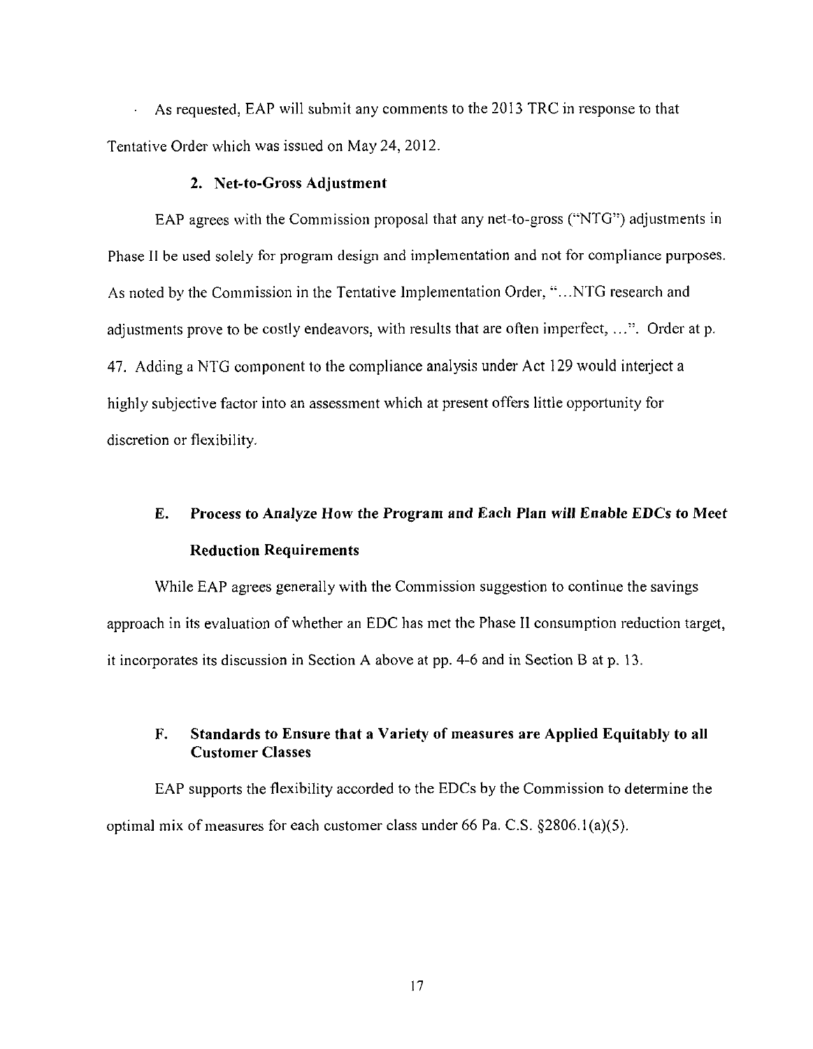As requested, EAP will submit any comments to the 2013 TRC in response to that Tentative Order which was issued on May 24, 2012.

### 2. Net-to-Gross Adjustment

EAP agrees with the Commission proposal that any net-to-gross ("NTG") adjustments in Phase II be used solely for program design and implementation and not for compliance purposes. As noted by the Commission in the Tentative Implementation Order, "…NTG research and adjustments prove to be costly endeavors, with results that are often imperfect, …". Order at p. 47. Adding a NTG component to the compliance analysis under Act 129 would interject a highly subjective factor into an assessment which at present offers little opportunity for discretion or flexibility.

## E. Process to Analyze How the Program and Each Plan will Enable EDCs to Meet Reduction Requirements

While EAP agrees generally with the Commission suggestion to continue the savings approach in its evaluation of whether an EDC has met the Phase II consumption reduction target, it incorporates its discussion in Section A above at pp. 4-6 and in Section B at p. 13.

## F. Standards to Ensure that a Variety of measures are Applied Equitably to all Customer Classes

EAP supports the flexibility accorded to the EDCs by the Commission to determine the optimal mix of measures for each customer class under 66 Pa. C.S. §2806.1(a)(5).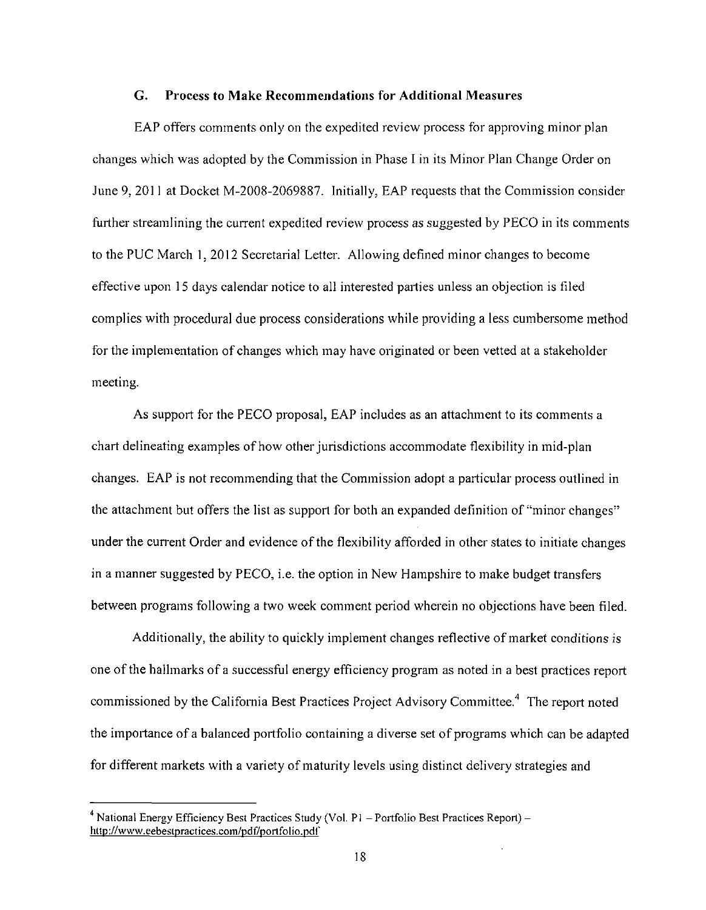### G. Process to Make Recommendations for Additional Measures

EAP offers comments only on the expedited review process for approving minor plan changes which was adopted by the Commission in Phase I in its Minor Plan Change Order on June 9, 2011 at Docket M-2008-2069887. Initially, EAP requests that the Commission consider further streamlining the current expedited review process as suggested by PECO in its comments to the PUC March 1, 2012 Secretarial Letter. Allowing defined minor changes to become effective upon 15 days calendar notice to all interested parties unless an objection is filed complies with procedural due process considerations while providing a less cumbersome method for the implementation of changes which may have originated or been vetted at a stakeholder meeting.

As support for the PECO proposal, EAP includes as an attachment to its comments a chart delineating examples of how other jurisdictions accommodate flexibility in mid-plan changes. EAP is not recommending that the Commission adopt a particular process outlined in the attachment but offers the list as support for both an expanded definition of "minor changes" under the current Order and evidence of the flexibility afforded in other states to initiate changes in a manner suggested by PECO, i.e. the option in New Hampshire to make budget transfers between programs following a two week comment period wherein no objections have been filed.

Additionally, the ability to quickly implement changes reflective of market conditions is one of the hallmarks of a successful energy efficiency program as noted in a best practices report commissioned by the California Best Practices Project Advisory Committee.[4] The report noted the importance of a balanced portfolio containing a diverse set of programs which can be adapted for different markets with a variety of maturity levels using distinct delivery strategies and

---

[4] National Energy Efficiency Best Practices Study (Vol. P1 – Portfolio Best Practices Report) – http://www.eebestpractices.com/pdf/portfolio.pdf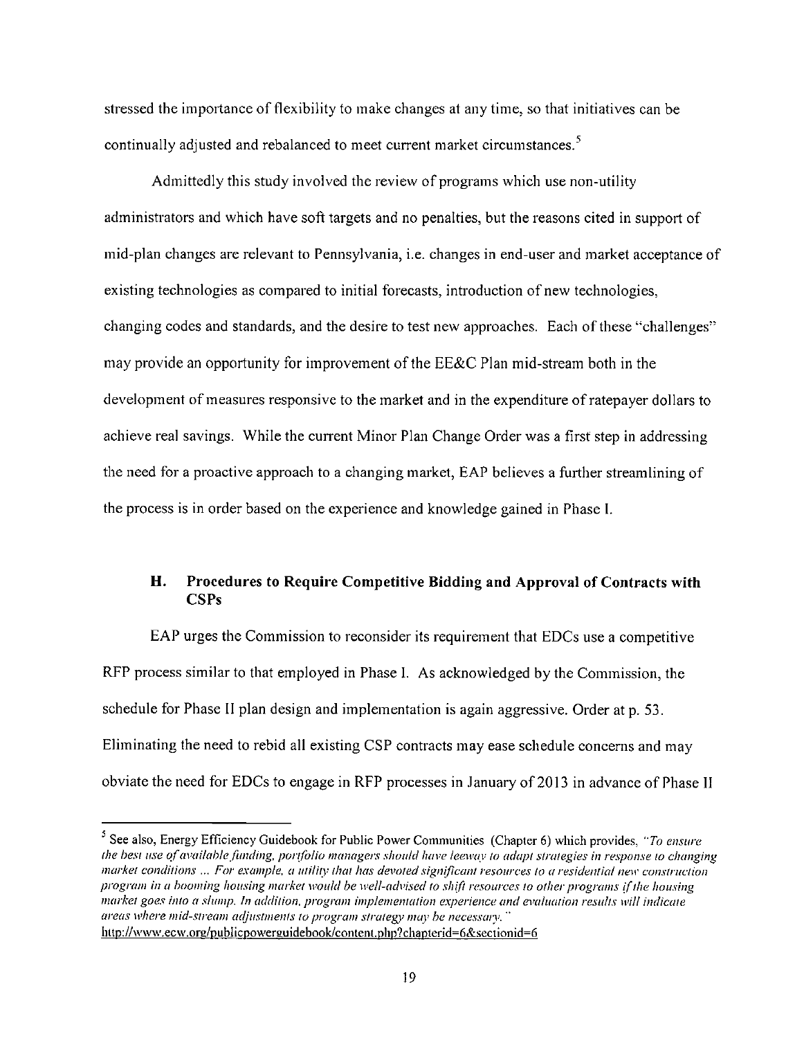stressed the importance of flexibility to make changes at any time, so that initiatives can be continually adjusted and rebalanced to meet current market circumstances.[5]

Admittedly this study involved the review of programs which use non-utility administrators and which have soft targets and no penalties, but the reasons cited in support of mid-plan changes are relevant to Pennsylvania, i.e. changes in end-user and market acceptance of existing technologies as compared to initial forecasts, introduction of new technologies, changing codes and standards, and the desire to test new approaches. Each of these "challenges" may provide an opportunity for improvement of the EE&C Plan mid-stream both in the development of measures responsive to the market and in the expenditure of ratepayer dollars to achieve real savings. While the current Minor Plan Change Order was a first step in addressing the need for a proactive approach to a changing market, EAP believes a further streamlining of the process is in order based on the experience and knowledge gained in Phase I.

### H. Procedures to Require Competitive Bidding and Approval of Contracts with CSPs

EAP urges the Commission to reconsider its requirement that EDCs use a competitive RFP process similar to that employed in Phase I. As acknowledged by the Commission, the schedule for Phase II plan design and implementation is again aggressive. Order at p. 53. Eliminating the need to rebid all existing CSP contracts may ease schedule concerns and may obviate the need for EDCs to engage in RFP processes in January of 2013 in advance of Phase II

---

[5] See also, Energy Efficiency Guidebook for Public Power Communities (Chapter 6) which provides, *"To ensure the best use of available funding, portfolio managers should have leeway to adapt strategies in response to changing market conditions ... For example, a utility that has devoted significant resources to a residential new construction program in a booming housing market would be well-advised to shift resources to other programs if the housing market goes into a slump. In addition, program implementation experience and evaluation results will indicate areas where mid-stream adjustments to program strategy may be necessary."*
http://www.ecw.org/publicpowerguidebook/content.php?chapterid=6&sectionid=6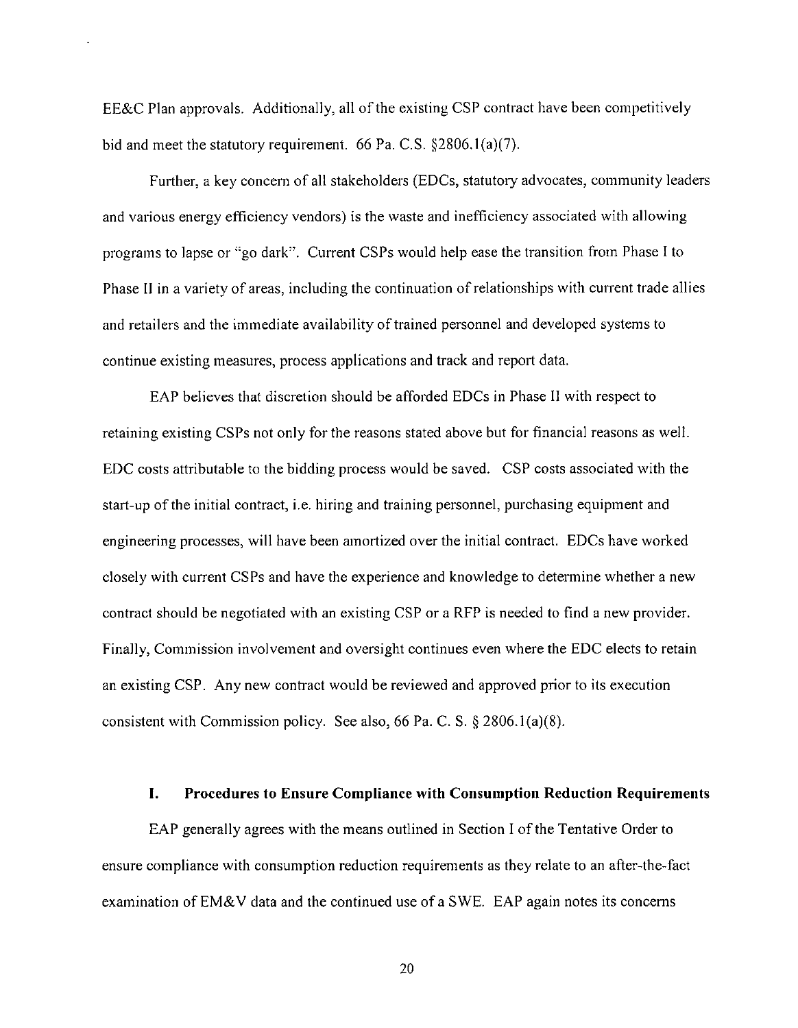EE&C Plan approvals. Additionally, all of the existing CSP contract have been competitively bid and meet the statutory requirement. 66 Pa. C.S. §2806.1(a)(7).

Further, a key concern of all stakeholders (EDCs, statutory advocates, community leaders and various energy efficiency vendors) is the waste and inefficiency associated with allowing programs to lapse or "go dark". Current CSPs would help ease the transition from Phase I to Phase II in a variety of areas, including the continuation of relationships with current trade allies and retailers and the immediate availability of trained personnel and developed systems to continue existing measures, process applications and track and report data.

EAP believes that discretion should be afforded EDCs in Phase II with respect to retaining existing CSPs not only for the reasons stated above but for financial reasons as well. EDC costs attributable to the bidding process would be saved. CSP costs associated with the start-up of the initial contract, i.e. hiring and training personnel, purchasing equipment and engineering processes, will have been amortized over the initial contract. EDCs have worked closely with current CSPs and have the experience and knowledge to determine whether a new contract should be negotiated with an existing CSP or a RFP is needed to find a new provider. Finally, Commission involvement and oversight continues even where the EDC elects to retain an existing CSP. Any new contract would be reviewed and approved prior to its execution consistent with Commission policy. See also, 66 Pa. C. S. § 2806.1(a)(8).

### I. Procedures to Ensure Compliance with Consumption Reduction Requirements

EAP generally agrees with the means outlined in Section I of the Tentative Order to ensure compliance with consumption reduction requirements as they relate to an after-the-fact examination of EM&V data and the continued use of a SWE. EAP again notes its concerns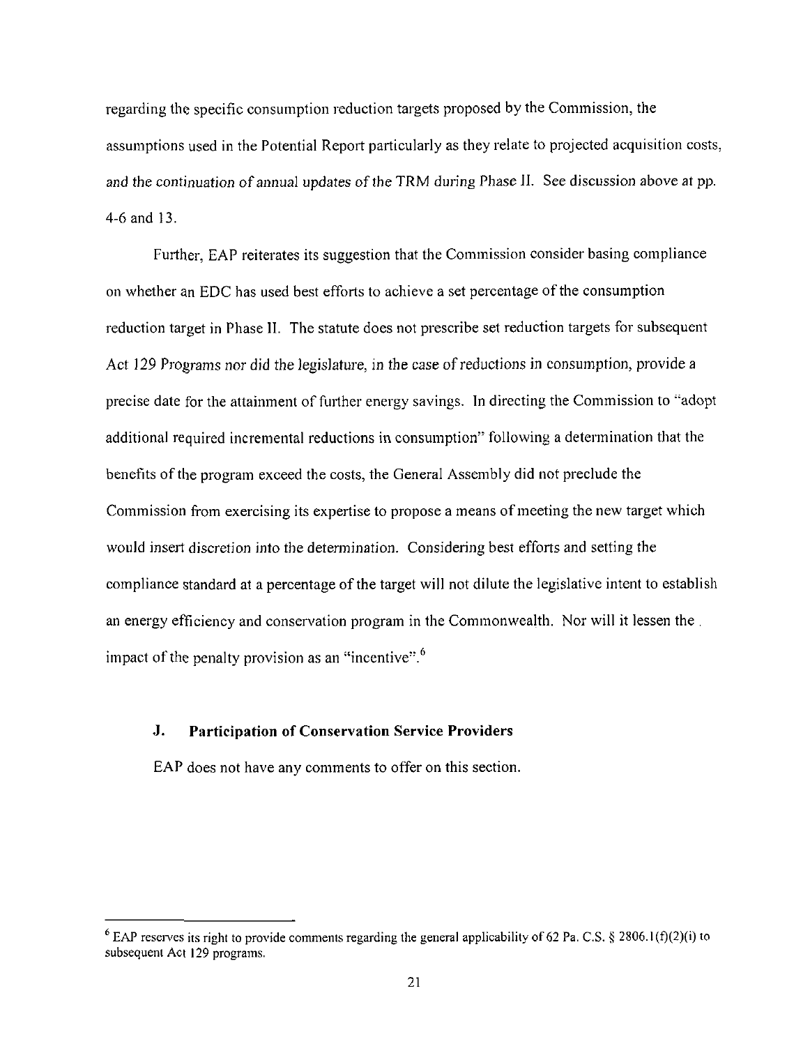regarding the specific consumption reduction targets proposed by the Commission, the assumptions used in the Potential Report particularly as they relate to projected acquisition costs, and the continuation of annual updates of the TRM during Phase II. See discussion above at pp. 4-6 and 13.

Further, EAP reiterates its suggestion that the Commission consider basing compliance on whether an EDC has used best efforts to achieve a set percentage of the consumption reduction target in Phase II. The statute does not prescribe set reduction targets for subsequent Act 129 Programs nor did the legislature, in the case of reductions in consumption, provide a precise date for the attainment of further energy savings. In directing the Commission to "adopt additional required incremental reductions in consumption" following a determination that the benefits of the program exceed the costs, the General Assembly did not preclude the Commission from exercising its expertise to propose a means of meeting the new target which would insert discretion into the determination. Considering best efforts and setting the compliance standard at a percentage of the target will not dilute the legislative intent to establish an energy efficiency and conservation program in the Commonwealth. Nor will it lessen the impact of the penalty provision as an "incentive".[6]

### J. Participation of Conservation Service Providers

EAP does not have any comments to offer on this section.

---

[6] EAP reserves its right to provide comments regarding the general applicability of 62 Pa. C.S. § 2806.1(f)(2)(i) to subsequent Act 129 programs.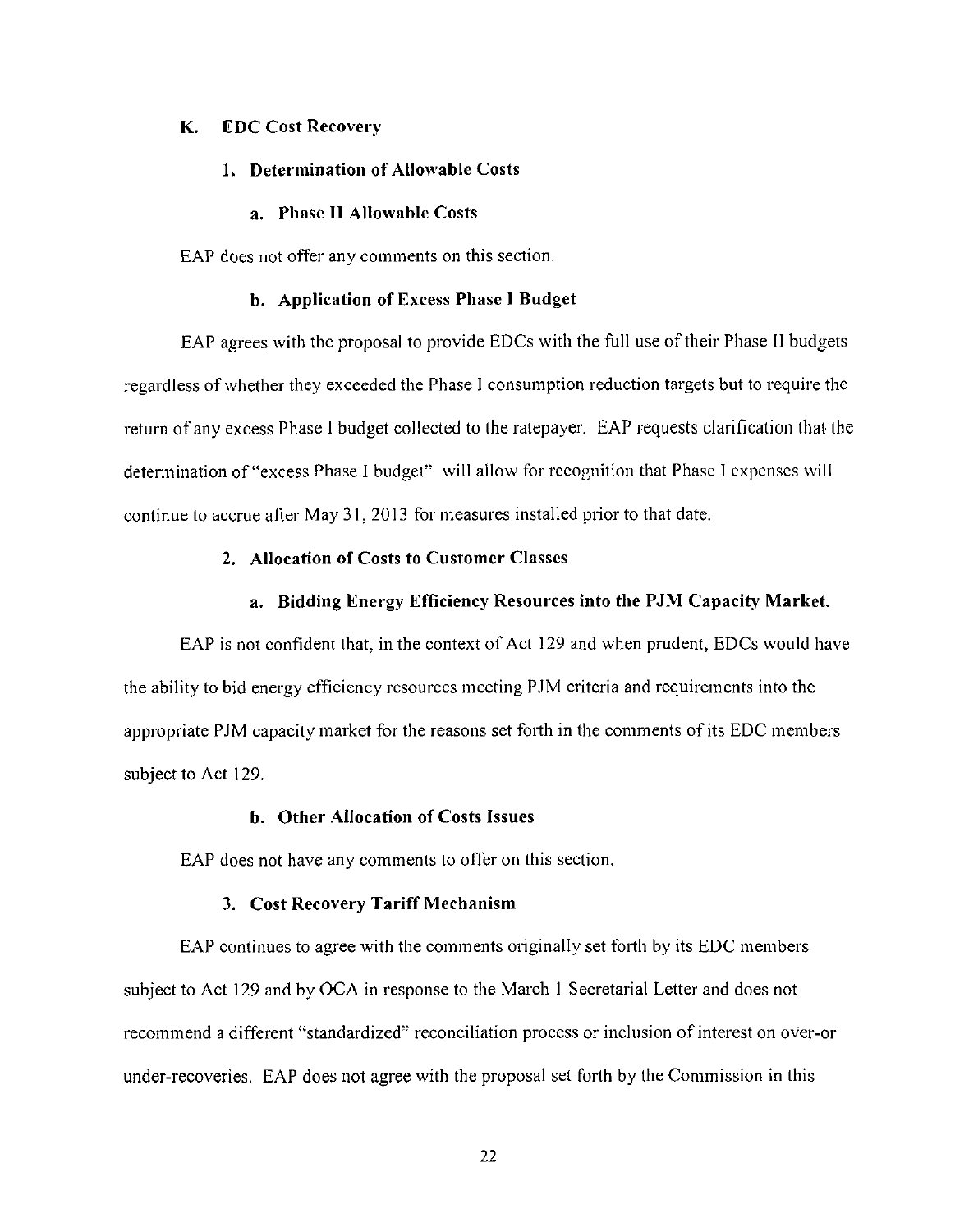## K. EDC Cost Recovery

### 1. Determination of Allowable Costs

#### a. Phase II Allowable Costs

EAP does not offer any comments on this section.

#### b. Application of Excess Phase I Budget

EAP agrees with the proposal to provide EDCs with the full use of their Phase II budgets regardless of whether they exceeded the Phase I consumption reduction targets but to require the return of any excess Phase I budget collected to the ratepayer. EAP requests clarification that the determination of "excess Phase I budget" will allow for recognition that Phase I expenses will continue to accrue after May 31, 2013 for measures installed prior to that date.

### 2. Allocation of Costs to Customer Classes

#### a. Bidding Energy Efficiency Resources into the PJM Capacity Market.

EAP is not confident that, in the context of Act 129 and when prudent, EDCs would have the ability to bid energy efficiency resources meeting PJM criteria and requirements into the appropriate PJM capacity market for the reasons set forth in the comments of its EDC members subject to Act 129.

#### b. Other Allocation of Costs Issues

EAP does not have any comments to offer on this section.

### 3. Cost Recovery Tariff Mechanism

EAP continues to agree with the comments originally set forth by its EDC members subject to Act 129 and by OCA in response to the March 1 Secretarial Letter and does not recommend a different "standardized" reconciliation process or inclusion of interest on over-or under-recoveries. EAP does not agree with the proposal set forth by the Commission in this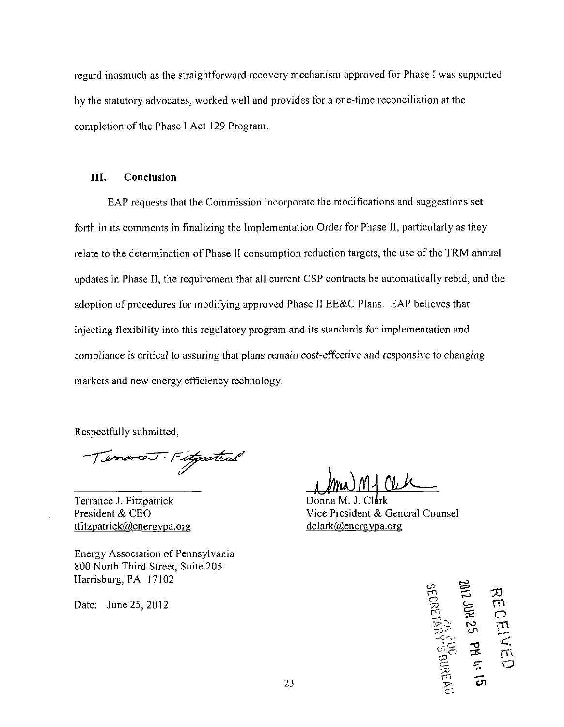regard inasmuch as the straightforward recovery mechanism approved for Phase I was supported by the statutory advocates, worked well and provides for a one-time reconciliation at the completion of the Phase I Act 129 Program.

## III. Conclusion

EAP requests that the Commission incorporate the modifications and suggestions set forth in its comments in finalizing the Implementation Order for Phase II, particularly as they relate to the determination of Phase II consumption reduction targets, the use of the TRM annual updates in Phase II, the requirement that all current CSP contracts be automatically rebid, and the adoption of procedures for modifying approved Phase II EE&C Plans. EAP believes that injecting flexibility into this regulatory program and its standards for implementation and compliance is critical to assuring that plans remain cost-effective and responsive to changing markets and new energy efficiency technology.

Respectfully submitted,

Terrance J. Fitzpatrick
President & CEO
tfitzpatrick@energypa.org

Donna M. J. Clark
Vice President & General Counsel
dclark@energypa.org

Energy Association of Pennsylvania
800 North Third Street, Suite 205
Harrisburg, PA 17102

Date: June 25, 2012

RECEIVED
2012 JUN 25 PM 4:15
PA PUC
SECRETARY'S BUREAU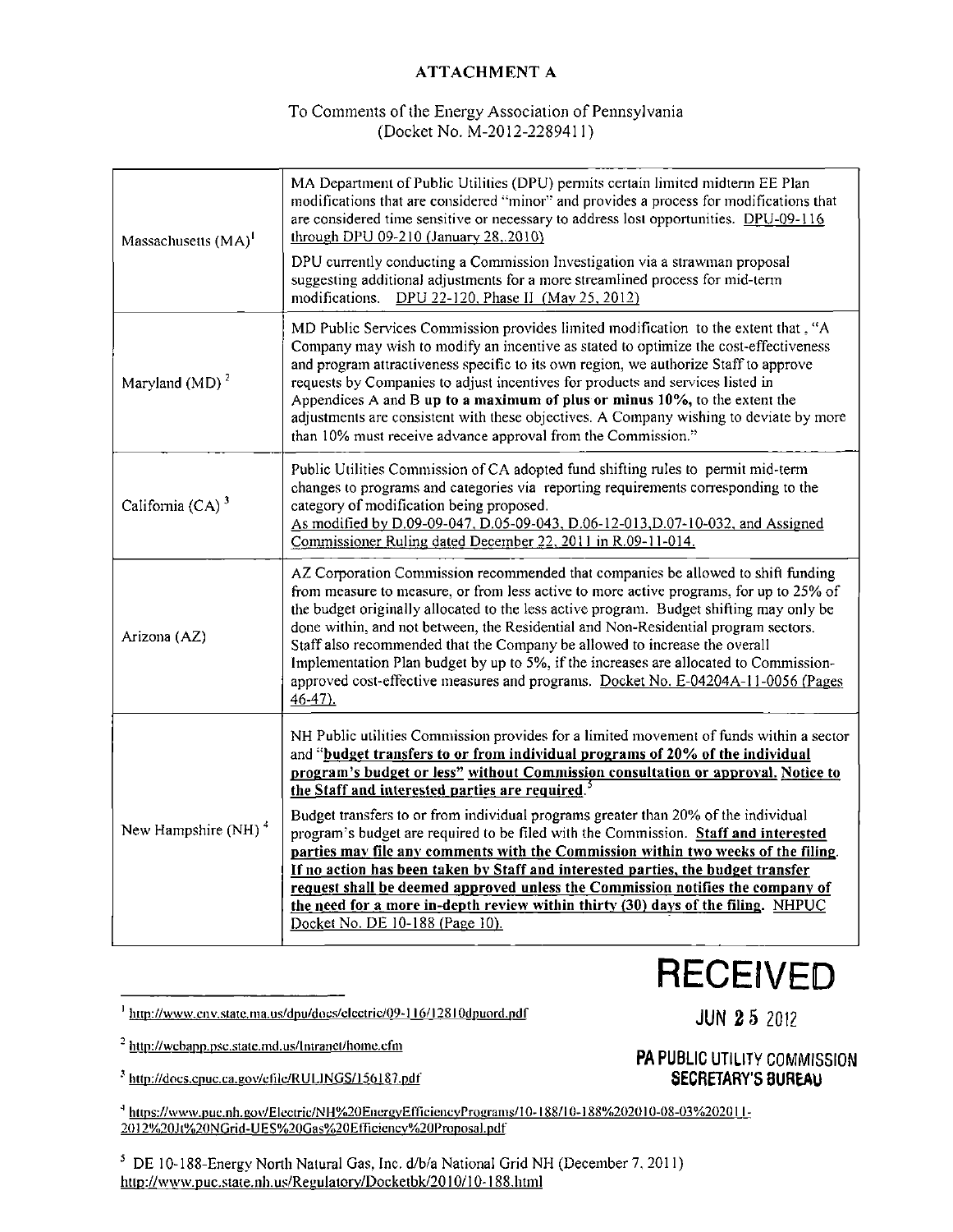**ATTACHMENT A**

To Comments of the Energy Association of Pennsylvania
(Docket No. M-2012-2289411)

| | |
|---|---|
| Massachusetts (MA)[1] | MA Department of Public Utilities (DPU) permits certain limited midterm EE Plan modifications that are considered "minor" and provides a process for modifications that are considered time sensitive or necessary to address lost opportunities. DPU-09-116 through DPU 09-210 (January 28, 2010)<br><br>DPU currently conducting a Commission Investigation via a strawman proposal suggesting additional adjustments for a more streamlined process for mid-term modifications. DPU 22-120, Phase II (May 25, 2012) |
| Maryland (MD)[2] | MD Public Services Commission provides limited modification to the extent that, "A Company may wish to modify an incentive as stated to optimize the cost-effectiveness and program attractiveness specific to its own region, we authorize Staff to approve requests by Companies to adjust incentives for products and services listed in Appendices A and B **up to a maximum of plus or minus 10%,** to the extent the adjustments are consistent with these objectives. A Company wishing to deviate by more than 10% must receive advance approval from the Commission." |
| California (CA)[3] | Public Utilities Commission of CA adopted fund shifting rules to permit mid-term changes to programs and categories via reporting requirements corresponding to the category of modification being proposed.<br>As modified by D.09-09-047, D.05-09-043, D.06-12-013, D.07-10-032, and Assigned Commissioner Ruling dated December 22, 2011 in R.09-11-014. |
| Arizona (AZ) | AZ Corporation Commission recommended that companies be allowed to shift funding from measure to measure, or from less active to more active programs, for up to 25% of the budget originally allocated to the less active program. Budget shifting may only be done within, and not between, the Residential and Non-Residential program sectors. Staff also recommended that the Company be allowed to increase the overall Implementation Plan budget by up to 5%, if the increases are allocated to Commission-approved cost-effective measures and programs. Docket No. E-04204A-11-0056 (Pages 46-47). |
| New Hampshire (NH)[4] | NH Public utilities Commission provides for a limited movement of funds within a sector and "**budget transfers to or from individual programs of 20% of the individual program's budget or less" without Commission consultation or approval. Notice to the Staff and interested parties are required.**[5]<br><br>Budget transfers to or from individual programs greater than 20% of the individual program's budget are required to be filed with the Commission. **Staff and interested parties may file any comments with the Commission within two weeks of the filing. If no action has been taken by Staff and interested parties, the budget transfer request shall be deemed approved unless the Commission notifies the company of the need for a more in-depth review within thirty (30) days of the filing.** NHPUC Docket No. DE 10-188 (Page 10). |

RECEIVED

JUN 25 2012

PA PUBLIC UTILITY COMMISSION
SECRETARY'S BUREAU

[1] http://www.env.state.ma.us/dpu/docs/electric/09-116/12810dpuord.pdf

[2] http://webapp.psc.state.md.us/Intranet/home.cfm

[3] http://docs.cpuc.ca.gov/efile/RULINGS/156187.pdf

[4] https://www.puc.nh.gov/Electric/NH%20EnergyEfficiencyPrograms/10-188/10-188%202010-08-03%202011-2012%20Jt%20NGrid-UES%20Gas%20Efficiency%20Proposal.pdf

[5] DE 10-188-Energy North Natural Gas, Inc. d/b/a National Grid NH (December 7, 2011)
http://www.puc.state.nh.us/Regulatory/Docketbk/2010/10-188.html